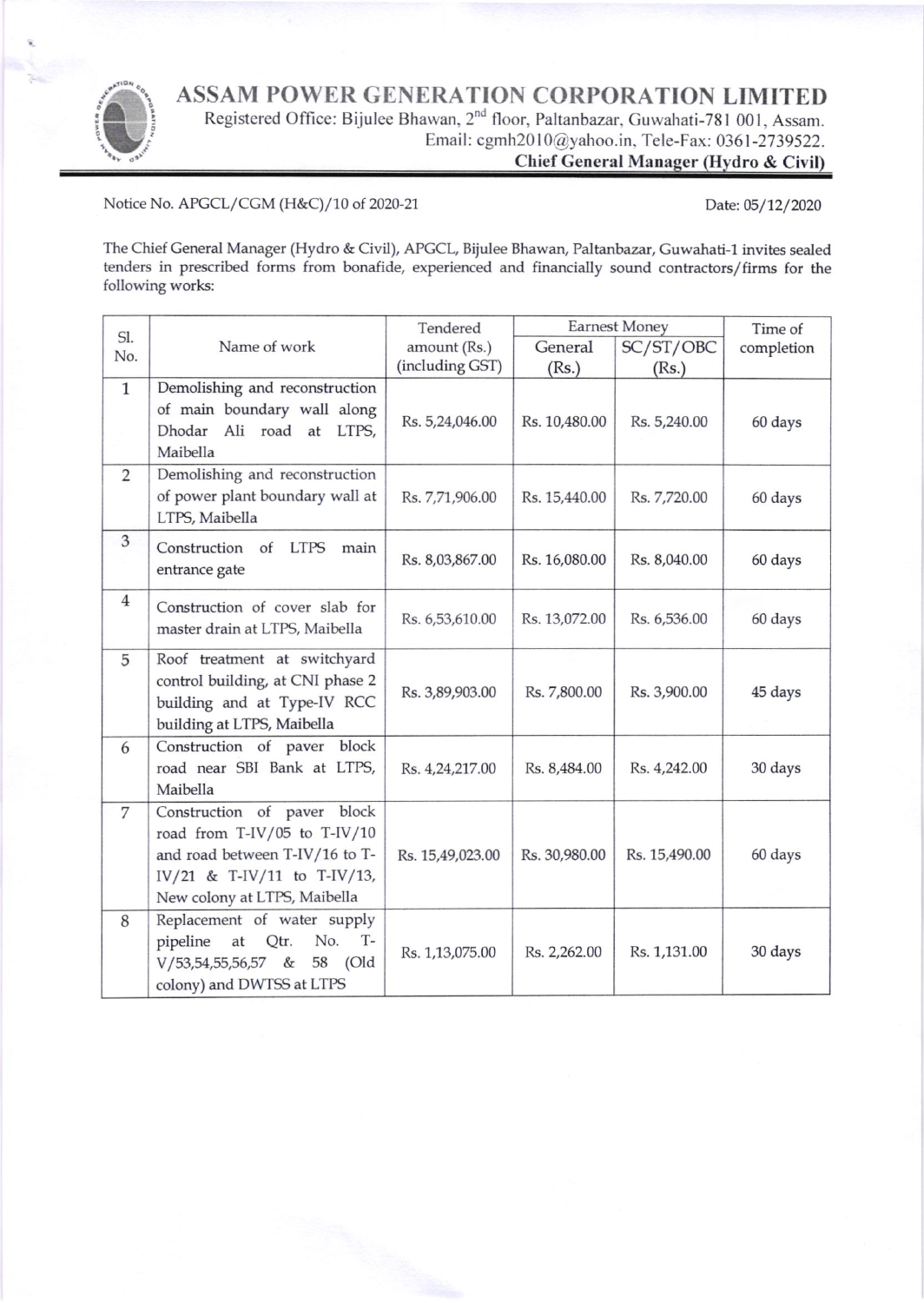# ASSAM POWER GENERATION CORPORATION LIMITED

Registered Office: Bijulee Bhawan, 2nd floor, Paltanbazar, Guwahati-781 001, Assam.
Email: cgmh2010@yahoo.in, Tele-Fax: 0361-2739522.

**Chief General Manager (Hydro & Civil)**

Notice No. APGCL/CGM (H&C)/10 of 2020-21

Date: 05/12/2020

The Chief General Manager (Hydro & Civil), APGCL, Bijulee Bhawan, Paltanbazar, Guwahati-1 invites sealed tenders in prescribed forms from bonafide, experienced and financially sound contractors/firms for the following works:

| Sl. No. | Name of work | Tendered amount (Rs.) (including GST) | Earnest Money | | Time of completion |
|---|---|---|---|---|---|
| | | | General (Rs.) | SC/ST/OBC (Rs.) | |
| 1 | Demolishing and reconstruction of main boundary wall along Dhodar Ali road at LTPS, Maibella | Rs. 5,24,046.00 | Rs. 10,480.00 | Rs. 5,240.00 | 60 days |
| 2 | Demolishing and reconstruction of power plant boundary wall at LTPS, Maibella | Rs. 7,71,906.00 | Rs. 15,440.00 | Rs. 7,720.00 | 60 days |
| 3 | Construction of LTPS main entrance gate | Rs. 8,03,867.00 | Rs. 16,080.00 | Rs. 8,040.00 | 60 days |
| 4 | Construction of cover slab for master drain at LTPS, Maibella | Rs. 6,53,610.00 | Rs. 13,072.00 | Rs. 6,536.00 | 60 days |
| 5 | Roof treatment at switchyard control building, at CNI phase 2 building and at Type-IV RCC building at LTPS, Maibella | Rs. 3,89,903.00 | Rs. 7,800.00 | Rs. 3,900.00 | 45 days |
| 6 | Construction of paver block road near SBI Bank at LTPS, Maibella | Rs. 4,24,217.00 | Rs. 8,484.00 | Rs. 4,242.00 | 30 days |
| 7 | Construction of paver block road from T-IV/05 to T-IV/10 and road between T-IV/16 to T-IV/21 & T-IV/11 to T-IV/13, New colony at LTPS, Maibella | Rs. 15,49,023.00 | Rs. 30,980.00 | Rs. 15,490.00 | 60 days |
| 8 | Replacement of water supply pipeline at Qtr. No. T-V/53,54,55,56,57 & 58 (Old colony) and DWTSS at LTPS | Rs. 1,13,075.00 | Rs. 2,262.00 | Rs. 1,131.00 | 30 days |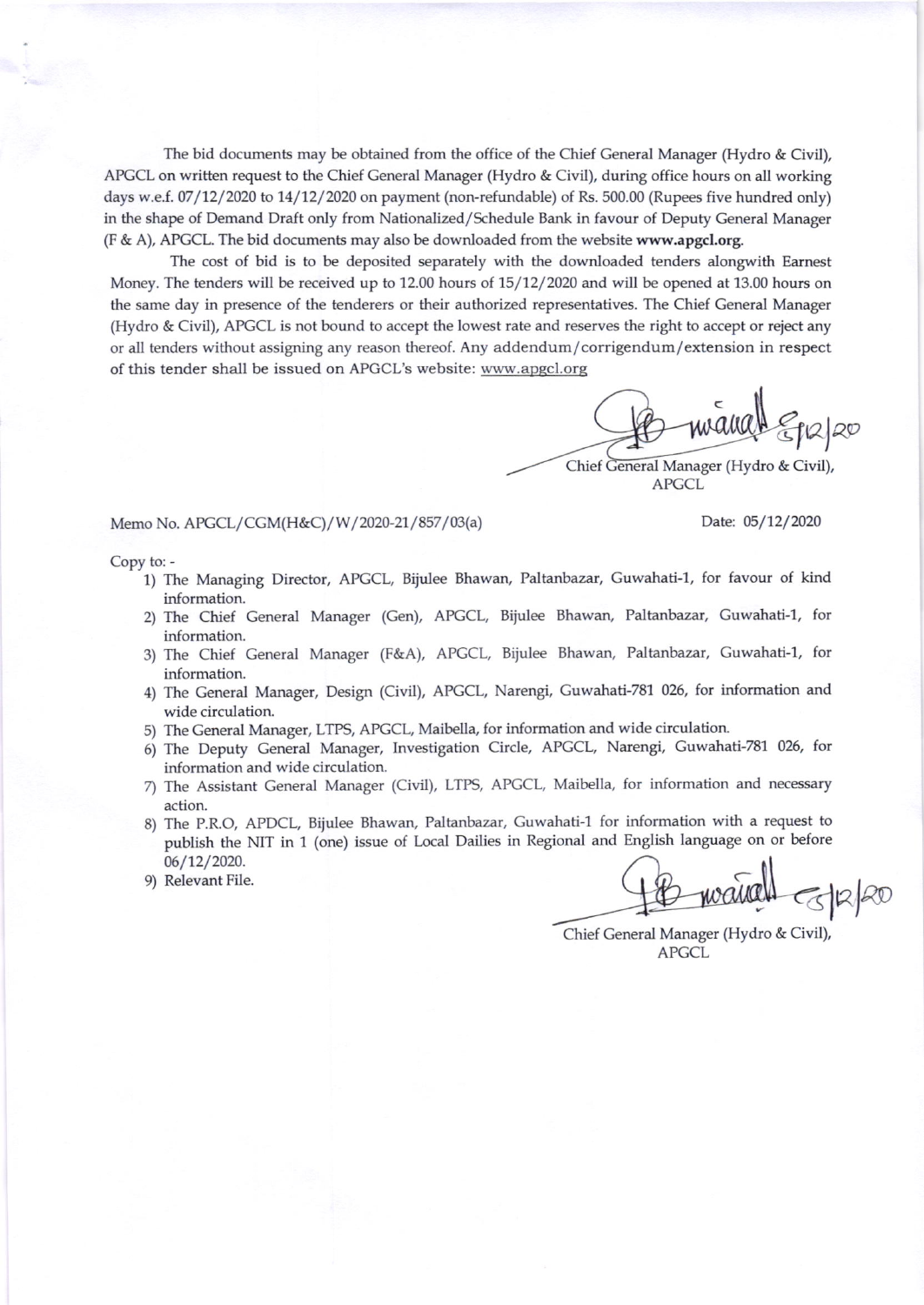The bid documents may be obtained from the office of the Chief General Manager (Hydro & Civil), APGCL on written request to the Chief General Manager (Hydro & Civil), during office hours on all working days w.e.f. 07/12/2020 to 14/12/2020 on payment (non-refundable) of Rs. 500.00 (Rupees five hundred only) in the shape of Demand Draft only from Nationalized/Schedule Bank in favour of Deputy General Manager (F & A), APGCL. The bid documents may also be downloaded from the website **www.apgcl.org**.

The cost of bid is to be deposited separately with the downloaded tenders alongwith Earnest Money. The tenders will be received up to 12.00 hours of 15/12/2020 and will be opened at 13.00 hours on the same day in presence of the tenderers or their authorized representatives. The Chief General Manager (Hydro & Civil), APGCL is not bound to accept the lowest rate and reserves the right to accept or reject any or all tenders without assigning any reason thereof. Any addendum/corrigendum/extension in respect of this tender shall be issued on APGCL's website: www.apgcl.org

Chief General Manager (Hydro & Civil),
APGCL

Memo No. APGCL/CGM(H&C)/W/2020-21/857/03(a) Date: 05/12/2020

Copy to: -

1) The Managing Director, APGCL, Bijulee Bhawan, Paltanbazar, Guwahati-1, for favour of kind information.
2) The Chief General Manager (Gen), APGCL, Bijulee Bhawan, Paltanbazar, Guwahati-1, for information.
3) The Chief General Manager (F&A), APGCL, Bijulee Bhawan, Paltanbazar, Guwahati-1, for information.
4) The General Manager, Design (Civil), APGCL, Narengi, Guwahati-781 026, for information and wide circulation.
5) The General Manager, LTPS, APGCL, Maibella, for information and wide circulation.
6) The Deputy General Manager, Investigation Circle, APGCL, Narengi, Guwahati-781 026, for information and wide circulation.
7) The Assistant General Manager (Civil), LTPS, APGCL, Maibella, for information and necessary action.
8) The P.R.O, APDCL, Bijulee Bhawan, Paltanbazar, Guwahati-1 for information with a request to publish the NIT in 1 (one) issue of Local Dailies in Regional and English language on or before 06/12/2020.
9) Relevant File.

Chief General Manager (Hydro & Civil),
APGCL